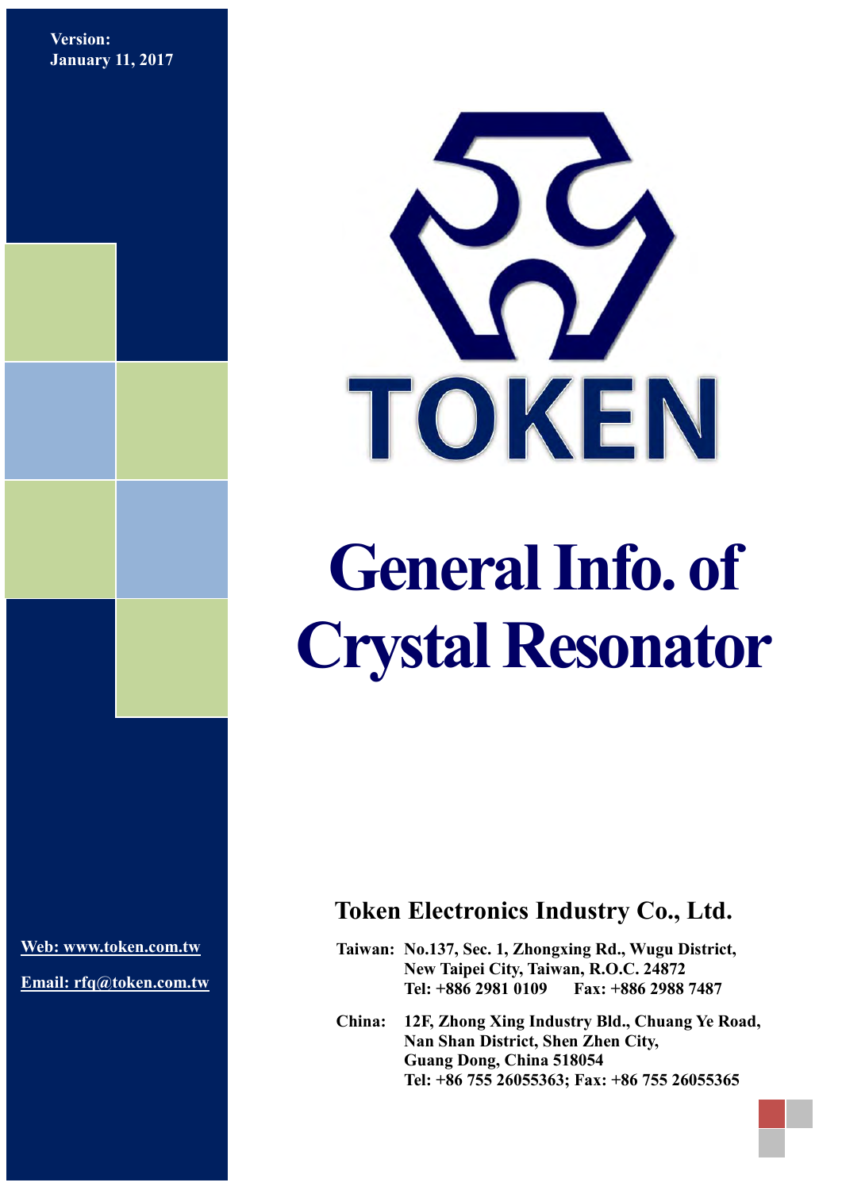**Version:**
**January 11, 2017**

TOKEN

# General Info. of Crystal Resonator

## Token Electronics Industry Co., Ltd.

**Taiwan:** No.137, Sec. 1, Zhongxing Rd., Wugu District,
New Taipei City, Taiwan, R.O.C. 24872
Tel: +886 2981 0109 Fax: +886 2988 7487

**China:** 12F, Zhong Xing Industry Bld., Chuang Ye Road,
Nan Shan District, Shen Zhen City,
Guang Dong, China 518054
Tel: +86 755 26055363; Fax: +86 755 26055365

Web: www.token.com.tw

Email: rfq@token.com.tw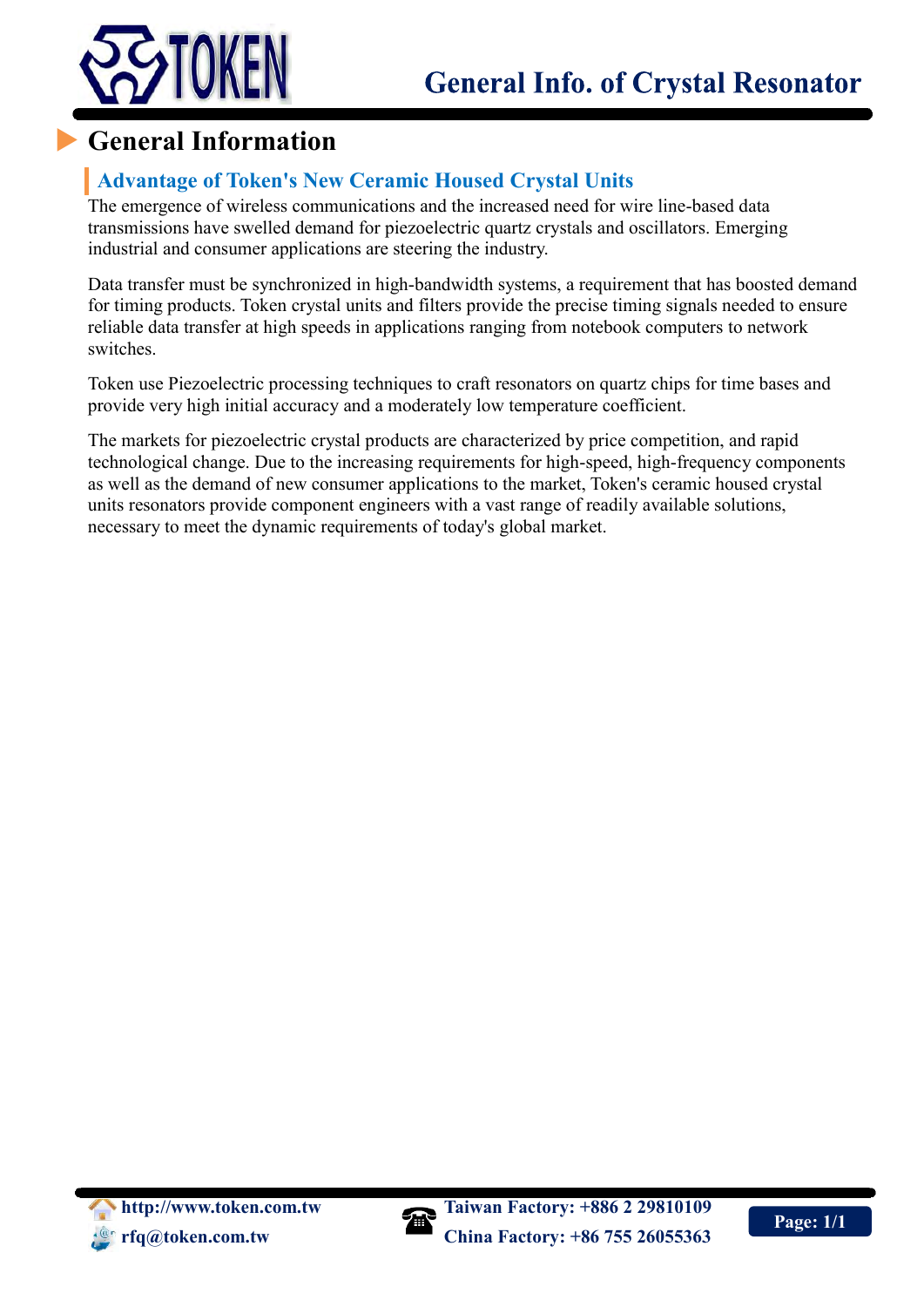# General Information

## Advantage of Token's New Ceramic Housed Crystal Units

The emergence of wireless communications and the increased need for wire line-based data transmissions have swelled demand for piezoelectric quartz crystals and oscillators. Emerging industrial and consumer applications are steering the industry.

Data transfer must be synchronized in high-bandwidth systems, a requirement that has boosted demand for timing products. Token crystal units and filters provide the precise timing signals needed to ensure reliable data transfer at high speeds in applications ranging from notebook computers to network switches.

Token use Piezoelectric processing techniques to craft resonators on quartz chips for time bases and provide very high initial accuracy and a moderately low temperature coefficient.

The markets for piezoelectric crystal products are characterized by price competition, and rapid technological change. Due to the increasing requirements for high-speed, high-frequency components as well as the demand of new consumer applications to the market, Token's ceramic housed crystal units resonators provide component engineers with a vast range of readily available solutions, necessary to meet the dynamic requirements of today's global market.